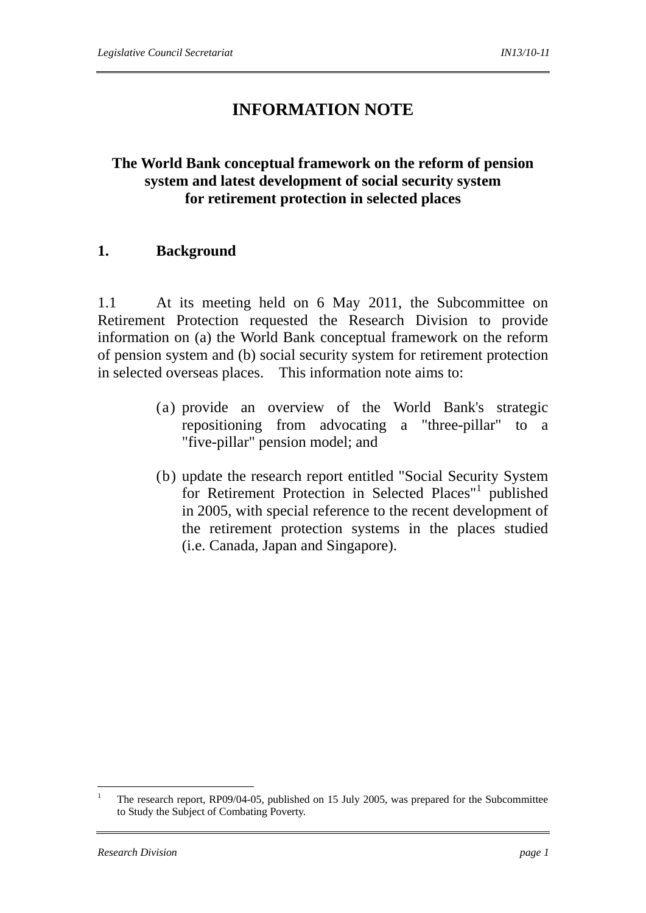# INFORMATION NOTE

## The World Bank conceptual framework on the reform of pension system and latest development of social security system for retirement protection in selected places

### 1. Background

1.1 At its meeting held on 6 May 2011, the Subcommittee on Retirement Protection requested the Research Division to provide information on (a) the World Bank conceptual framework on the reform of pension system and (b) social security system for retirement protection in selected overseas places. This information note aims to:

(a) provide an overview of the World Bank's strategic repositioning from advocating a "three-pillar" to a "five-pillar" pension model; and

(b) update the research report entitled "Social Security System for Retirement Protection in Selected Places"[1] published in 2005, with special reference to the recent development of the retirement protection systems in the places studied (i.e. Canada, Japan and Singapore).

---

[1] The research report, RP09/04-05, published on 15 July 2005, was prepared for the Subcommittee to Study the Subject of Combating Poverty.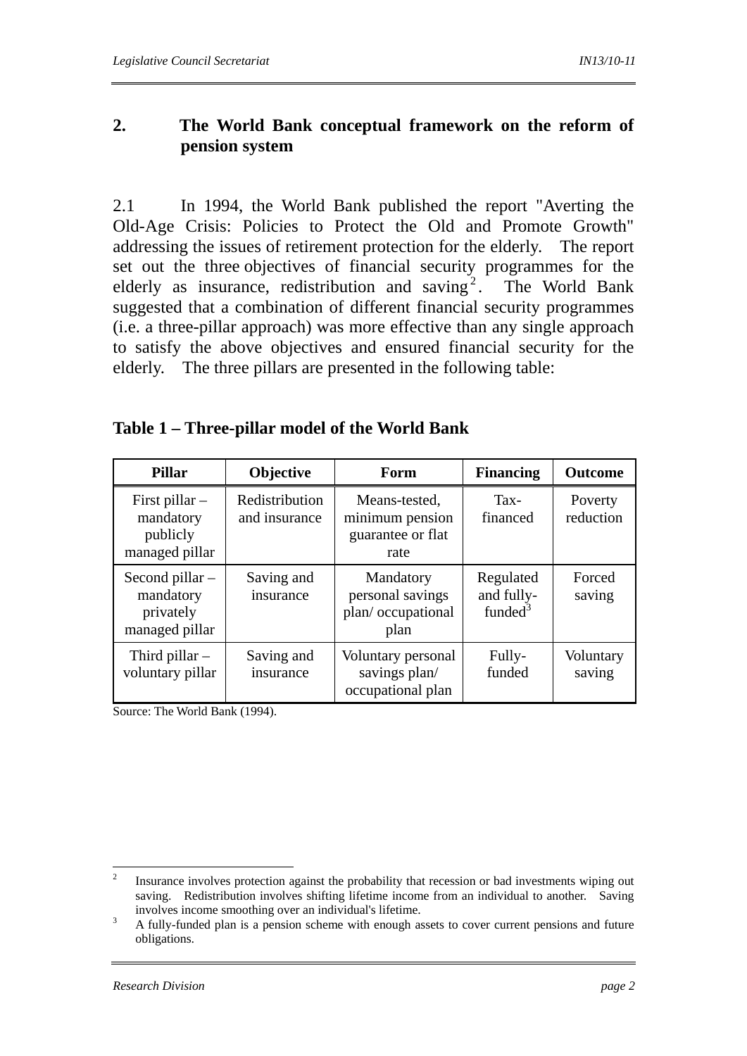## 2. The World Bank conceptual framework on the reform of pension system

2.1 In 1994, the World Bank published the report "Averting the Old-Age Crisis: Policies to Protect the Old and Promote Growth" addressing the issues of retirement protection for the elderly. The report set out the three objectives of financial security programmes for the elderly as insurance, redistribution and saving[2]. The World Bank suggested that a combination of different financial security programmes (i.e. a three-pillar approach) was more effective than any single approach to satisfy the above objectives and ensured financial security for the elderly. The three pillars are presented in the following table:

**Table 1 – Three-pillar model of the World Bank**

| Pillar | Objective | Form | Financing | Outcome |
|---|---|---|---|---|
| First pillar – mandatory publicly managed pillar | Redistribution and insurance | Means-tested, minimum pension guarantee or flat rate | Tax-financed | Poverty reduction |
| Second pillar – mandatory privately managed pillar | Saving and insurance | Mandatory personal savings plan/ occupational plan | Regulated and fully-funded[3] | Forced saving |
| Third pillar – voluntary pillar | Saving and insurance | Voluntary personal savings plan/ occupational plan | Fully-funded | Voluntary saving |

Source: The World Bank (1994).

[2] Insurance involves protection against the probability that recession or bad investments wiping out saving. Redistribution involves shifting lifetime income from an individual to another. Saving involves income smoothing over an individual's lifetime.

[3] A fully-funded plan is a pension scheme with enough assets to cover current pensions and future obligations.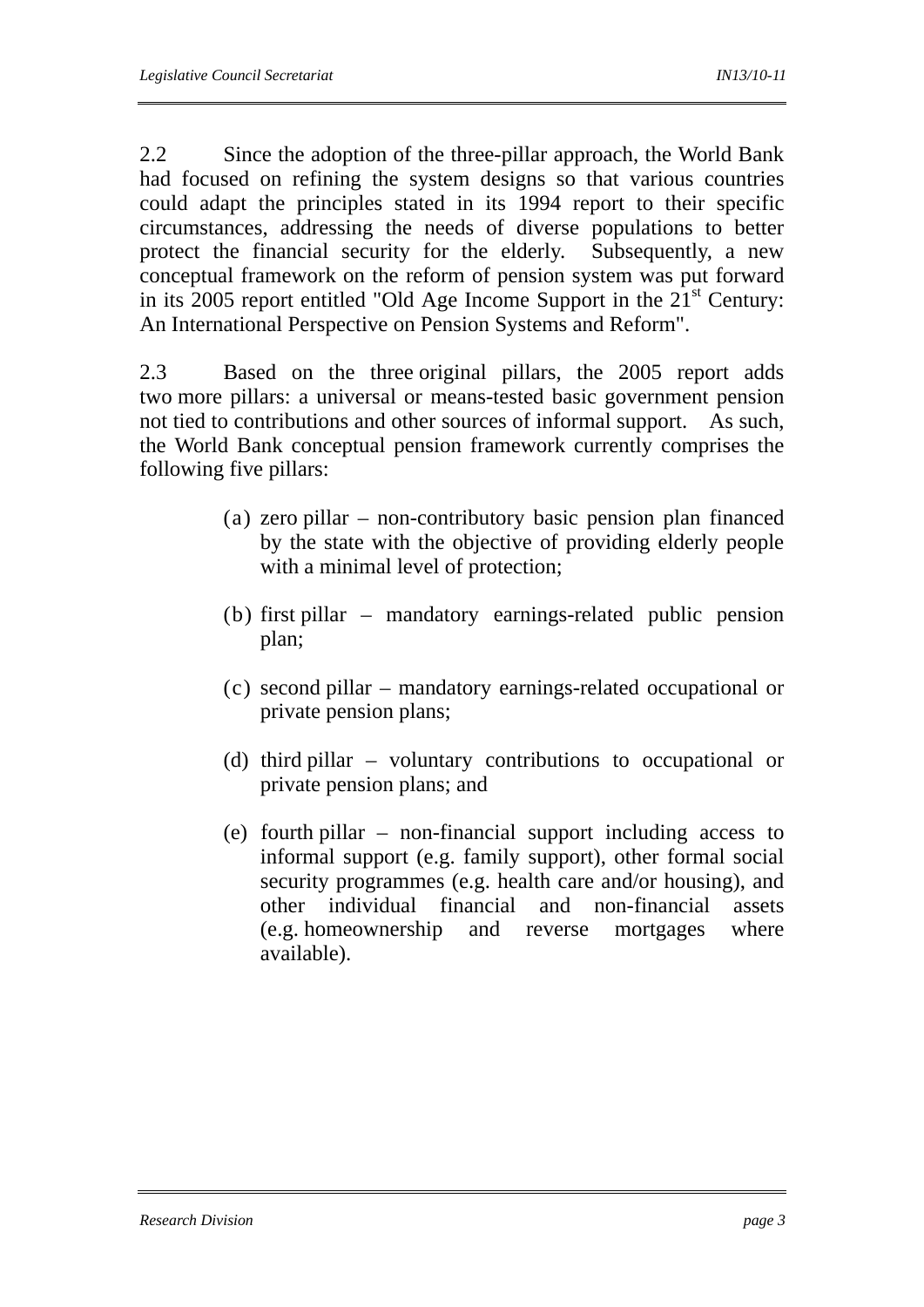2.2 Since the adoption of the three-pillar approach, the World Bank had focused on refining the system designs so that various countries could adapt the principles stated in its 1994 report to their specific circumstances, addressing the needs of diverse populations to better protect the financial security for the elderly. Subsequently, a new conceptual framework on the reform of pension system was put forward in its 2005 report entitled "Old Age Income Support in the 21st Century: An International Perspective on Pension Systems and Reform".

2.3 Based on the three original pillars, the 2005 report adds two more pillars: a universal or means-tested basic government pension not tied to contributions and other sources of informal support. As such, the World Bank conceptual pension framework currently comprises the following five pillars:

(a) zero pillar – non-contributory basic pension plan financed by the state with the objective of providing elderly people with a minimal level of protection;

(b) first pillar – mandatory earnings-related public pension plan;

(c) second pillar – mandatory earnings-related occupational or private pension plans;

(d) third pillar – voluntary contributions to occupational or private pension plans; and

(e) fourth pillar – non-financial support including access to informal support (e.g. family support), other formal social security programmes (e.g. health care and/or housing), and other individual financial and non-financial assets (e.g. homeownership and reverse mortgages where available).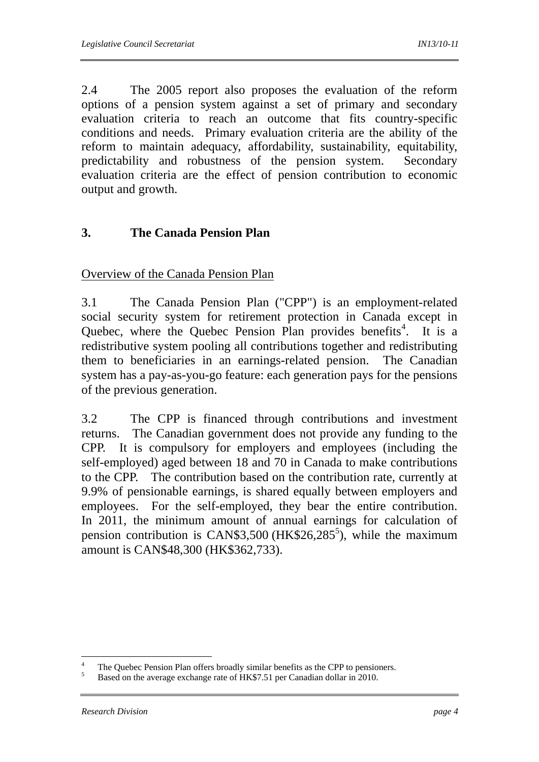2.4 The 2005 report also proposes the evaluation of the reform options of a pension system against a set of primary and secondary evaluation criteria to reach an outcome that fits country-specific conditions and needs. Primary evaluation criteria are the ability of the reform to maintain adequacy, affordability, sustainability, equitability, predictability and robustness of the pension system. Secondary evaluation criteria are the effect of pension contribution to economic output and growth.

## 3. The Canada Pension Plan

Overview of the Canada Pension Plan

3.1 The Canada Pension Plan ("CPP") is an employment-related social security system for retirement protection in Canada except in Quebec, where the Quebec Pension Plan provides benefits[4]. It is a redistributive system pooling all contributions together and redistributing them to beneficiaries in an earnings-related pension. The Canadian system has a pay-as-you-go feature: each generation pays for the pensions of the previous generation.

3.2 The CPP is financed through contributions and investment returns. The Canadian government does not provide any funding to the CPP. It is compulsory for employers and employees (including the self-employed) aged between 18 and 70 in Canada to make contributions to the CPP. The contribution based on the contribution rate, currently at 9.9% of pensionable earnings, is shared equally between employers and employees. For the self-employed, they bear the entire contribution. In 2011, the minimum amount of annual earnings for calculation of pension contribution is CAN$3,500 (HK$26,285[5]), while the maximum amount is CAN$48,300 (HK$362,733).

---

[4] The Quebec Pension Plan offers broadly similar benefits as the CPP to pensioners.

[5] Based on the average exchange rate of HK$7.51 per Canadian dollar in 2010.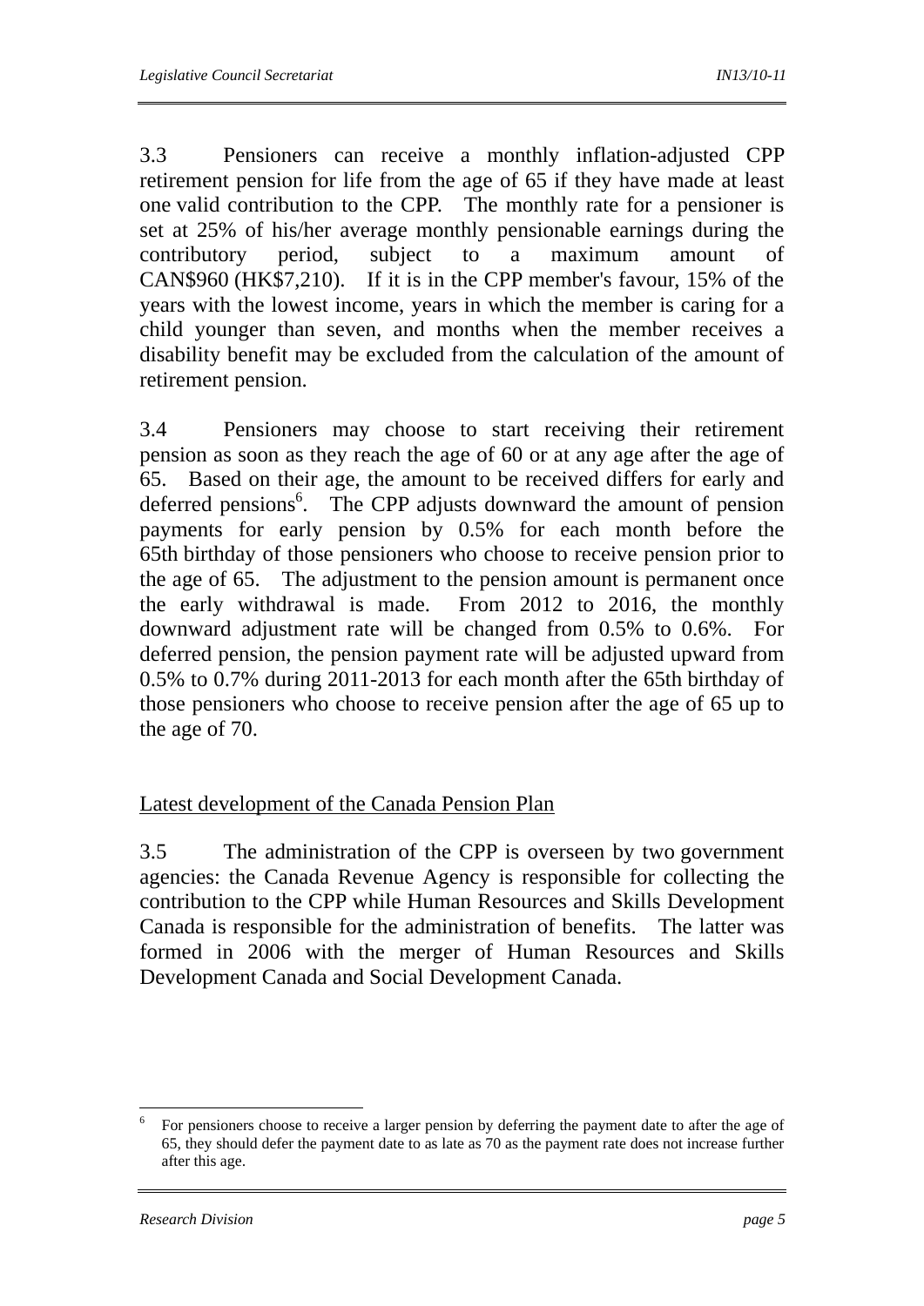3.3 Pensioners can receive a monthly inflation-adjusted CPP retirement pension for life from the age of 65 if they have made at least one valid contribution to the CPP. The monthly rate for a pensioner is set at 25% of his/her average monthly pensionable earnings during the contributory period, subject to a maximum amount of CAN$960 (HK$7,210). If it is in the CPP member's favour, 15% of the years with the lowest income, years in which the member is caring for a child younger than seven, and months when the member receives a disability benefit may be excluded from the calculation of the amount of retirement pension.

3.4 Pensioners may choose to start receiving their retirement pension as soon as they reach the age of 60 or at any age after the age of 65. Based on their age, the amount to be received differs for early and deferred pensions[6]. The CPP adjusts downward the amount of pension payments for early pension by 0.5% for each month before the 65th birthday of those pensioners who choose to receive pension prior to the age of 65. The adjustment to the pension amount is permanent once the early withdrawal is made. From 2012 to 2016, the monthly downward adjustment rate will be changed from 0.5% to 0.6%. For deferred pension, the pension payment rate will be adjusted upward from 0.5% to 0.7% during 2011-2013 for each month after the 65th birthday of those pensioners who choose to receive pension after the age of 65 up to the age of 70.

## Latest development of the Canada Pension Plan

3.5 The administration of the CPP is overseen by two government agencies: the Canada Revenue Agency is responsible for collecting the contribution to the CPP while Human Resources and Skills Development Canada is responsible for the administration of benefits. The latter was formed in 2006 with the merger of Human Resources and Skills Development Canada and Social Development Canada.

---

[6] For pensioners choose to receive a larger pension by deferring the payment date to after the age of 65, they should defer the payment date to as late as 70 as the payment rate does not increase further after this age.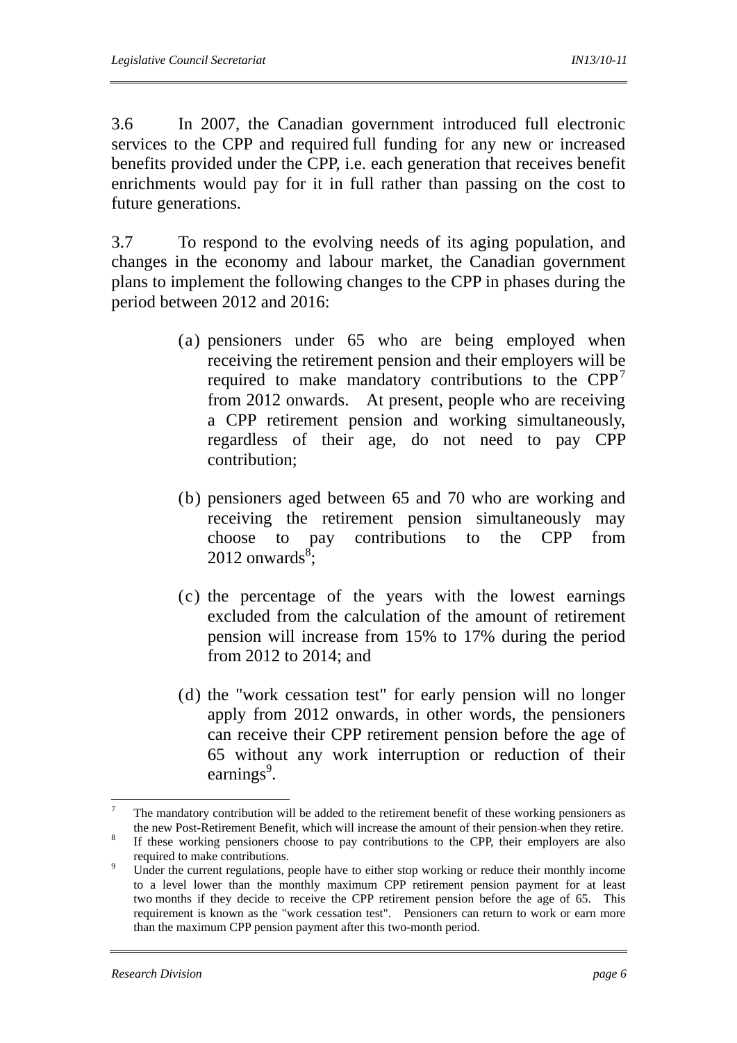3.6 In 2007, the Canadian government introduced full electronic services to the CPP and required full funding for any new or increased benefits provided under the CPP, i.e. each generation that receives benefit enrichments would pay for it in full rather than passing on the cost to future generations.

3.7 To respond to the evolving needs of its aging population, and changes in the economy and labour market, the Canadian government plans to implement the following changes to the CPP in phases during the period between 2012 and 2016:

(a) pensioners under 65 who are being employed when receiving the retirement pension and their employers will be required to make mandatory contributions to the CPP[7] from 2012 onwards. At present, people who are receiving a CPP retirement pension and working simultaneously, regardless of their age, do not need to pay CPP contribution;

(b) pensioners aged between 65 and 70 who are working and receiving the retirement pension simultaneously may choose to pay contributions to the CPP from 2012 onwards[8];

(c) the percentage of the years with the lowest earnings excluded from the calculation of the amount of retirement pension will increase from 15% to 17% during the period from 2012 to 2014; and

(d) the "work cessation test" for early pension will no longer apply from 2012 onwards, in other words, the pensioners can receive their CPP retirement pension before the age of 65 without any work interruption or reduction of their earnings[9].

---

[7] The mandatory contribution will be added to the retirement benefit of these working pensioners as the new Post-Retirement Benefit, which will increase the amount of their pension when they retire.

[8] If these working pensioners choose to pay contributions to the CPP, their employers are also required to make contributions.

[9] Under the current regulations, people have to either stop working or reduce their monthly income to a level lower than the monthly maximum CPP retirement pension payment for at least two months if they decide to receive the CPP retirement pension before the age of 65. This requirement is known as the "work cessation test". Pensioners can return to work or earn more than the maximum CPP pension payment after this two-month period.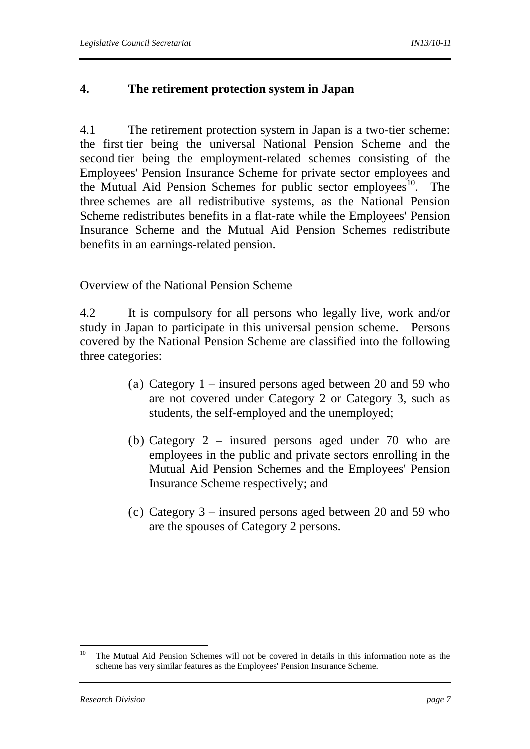## 4. The retirement protection system in Japan

4.1 The retirement protection system in Japan is a two-tier scheme: the first tier being the universal National Pension Scheme and the second tier being the employment-related schemes consisting of the Employees' Pension Insurance Scheme for private sector employees and the Mutual Aid Pension Schemes for public sector employees[10]. The three schemes are all redistributive systems, as the National Pension Scheme redistributes benefits in a flat-rate while the Employees' Pension Insurance Scheme and the Mutual Aid Pension Schemes redistribute benefits in an earnings-related pension.

Overview of the National Pension Scheme

4.2 It is compulsory for all persons who legally live, work and/or study in Japan to participate in this universal pension scheme. Persons covered by the National Pension Scheme are classified into the following three categories:

(a) Category 1 – insured persons aged between 20 and 59 who are not covered under Category 2 or Category 3, such as students, the self-employed and the unemployed;

(b) Category 2 – insured persons aged under 70 who are employees in the public and private sectors enrolling in the Mutual Aid Pension Schemes and the Employees' Pension Insurance Scheme respectively; and

(c) Category 3 – insured persons aged between 20 and 59 who are the spouses of Category 2 persons.

---

[10] The Mutual Aid Pension Schemes will not be covered in details in this information note as the scheme has very similar features as the Employees' Pension Insurance Scheme.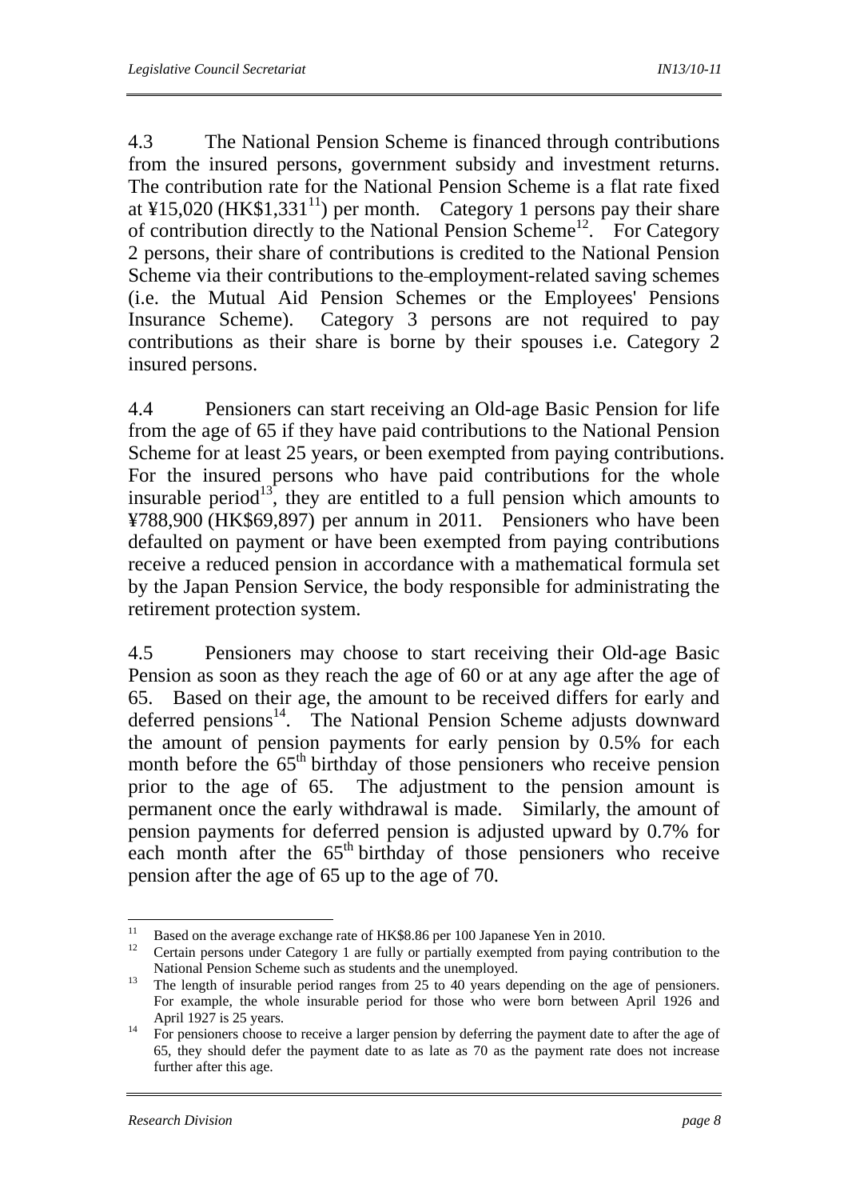4.3 The National Pension Scheme is financed through contributions from the insured persons, government subsidy and investment returns. The contribution rate for the National Pension Scheme is a flat rate fixed at ¥15,020 (HK$1,331[11]) per month. Category 1 persons pay their share of contribution directly to the National Pension Scheme[12]. For Category 2 persons, their share of contributions is credited to the National Pension Scheme via their contributions to the employment-related saving schemes (i.e. the Mutual Aid Pension Schemes or the Employees' Pensions Insurance Scheme). Category 3 persons are not required to pay contributions as their share is borne by their spouses i.e. Category 2 insured persons.

4.4 Pensioners can start receiving an Old-age Basic Pension for life from the age of 65 if they have paid contributions to the National Pension Scheme for at least 25 years, or been exempted from paying contributions. For the insured persons who have paid contributions for the whole insurable period[13], they are entitled to a full pension which amounts to ¥788,900 (HK$69,897) per annum in 2011. Pensioners who have been defaulted on payment or have been exempted from paying contributions receive a reduced pension in accordance with a mathematical formula set by the Japan Pension Service, the body responsible for administrating the retirement protection system.

4.5 Pensioners may choose to start receiving their Old-age Basic Pension as soon as they reach the age of 60 or at any age after the age of 65. Based on their age, the amount to be received differs for early and deferred pensions[14]. The National Pension Scheme adjusts downward the amount of pension payments for early pension by 0.5% for each month before the 65th birthday of those pensioners who receive pension prior to the age of 65. The adjustment to the pension amount is permanent once the early withdrawal is made. Similarly, the amount of pension payments for deferred pension is adjusted upward by 0.7% for each month after the 65th birthday of those pensioners who receive pension after the age of 65 up to the age of 70.

---

[11] Based on the average exchange rate of HK$8.86 per 100 Japanese Yen in 2010.

[12] Certain persons under Category 1 are fully or partially exempted from paying contribution to the National Pension Scheme such as students and the unemployed.

[13] The length of insurable period ranges from 25 to 40 years depending on the age of pensioners. For example, the whole insurable period for those who were born between April 1926 and April 1927 is 25 years.

[14] For pensioners choose to receive a larger pension by deferring the payment date to after the age of 65, they should defer the payment date to as late as 70 as the payment rate does not increase further after this age.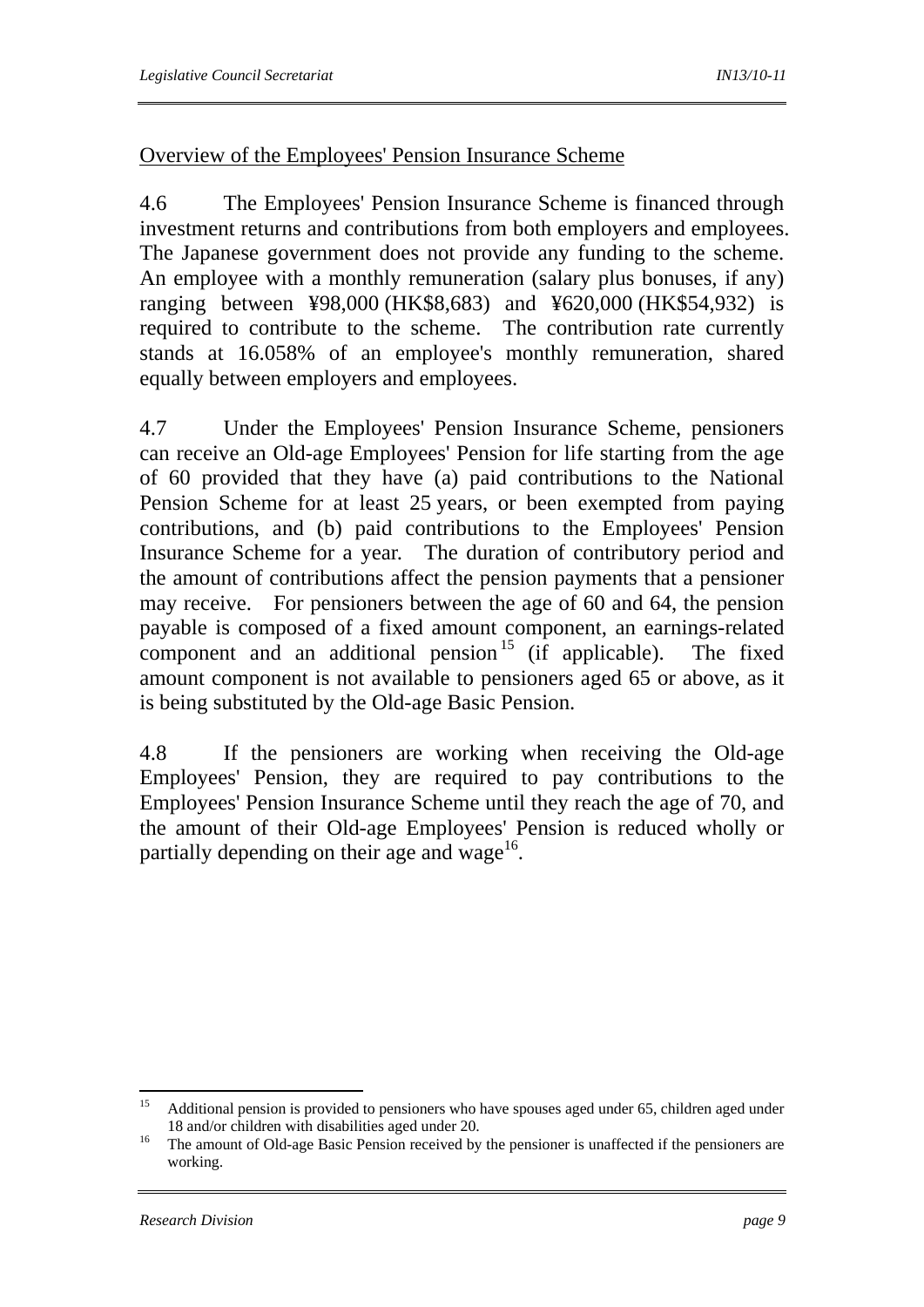Overview of the Employees' Pension Insurance Scheme

4.6 The Employees' Pension Insurance Scheme is financed through investment returns and contributions from both employers and employees. The Japanese government does not provide any funding to the scheme. An employee with a monthly remuneration (salary plus bonuses, if any) ranging between ¥98,000 (HK$8,683) and ¥620,000 (HK$54,932) is required to contribute to the scheme. The contribution rate currently stands at 16.058% of an employee's monthly remuneration, shared equally between employers and employees.

4.7 Under the Employees' Pension Insurance Scheme, pensioners can receive an Old-age Employees' Pension for life starting from the age of 60 provided that they have (a) paid contributions to the National Pension Scheme for at least 25 years, or been exempted from paying contributions, and (b) paid contributions to the Employees' Pension Insurance Scheme for a year. The duration of contributory period and the amount of contributions affect the pension payments that a pensioner may receive. For pensioners between the age of 60 and 64, the pension payable is composed of a fixed amount component, an earnings-related component and an additional pension[15] (if applicable). The fixed amount component is not available to pensioners aged 65 or above, as it is being substituted by the Old-age Basic Pension.

4.8 If the pensioners are working when receiving the Old-age Employees' Pension, they are required to pay contributions to the Employees' Pension Insurance Scheme until they reach the age of 70, and the amount of their Old-age Employees' Pension is reduced wholly or partially depending on their age and wage[16].

---

[15] Additional pension is provided to pensioners who have spouses aged under 65, children aged under 18 and/or children with disabilities aged under 20.

[16] The amount of Old-age Basic Pension received by the pensioner is unaffected if the pensioners are working.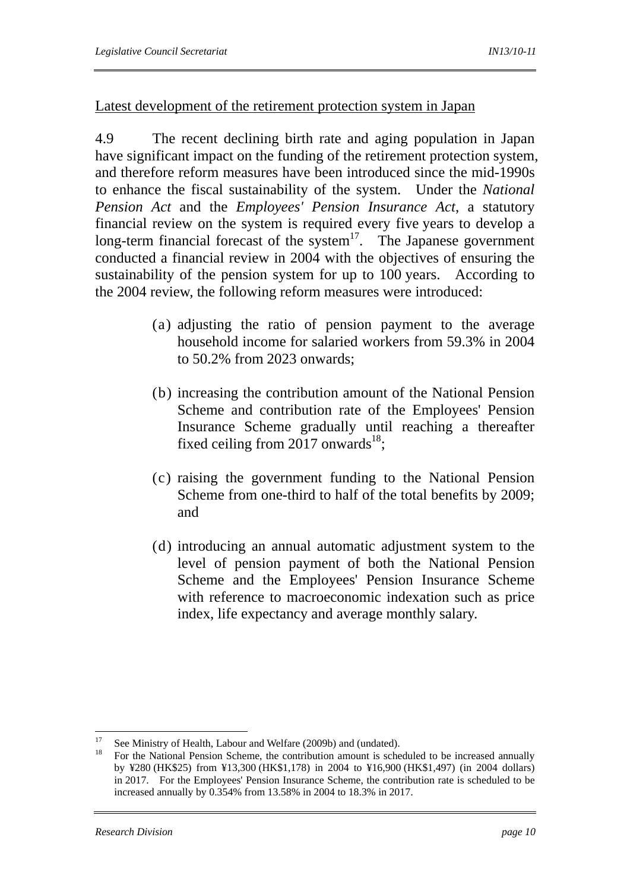Latest development of the retirement protection system in Japan

4.9 The recent declining birth rate and aging population in Japan have significant impact on the funding of the retirement protection system, and therefore reform measures have been introduced since the mid-1990s to enhance the fiscal sustainability of the system. Under the *National Pension Act* and the *Employees' Pension Insurance Act*, a statutory financial review on the system is required every five years to develop a long-term financial forecast of the system[17]. The Japanese government conducted a financial review in 2004 with the objectives of ensuring the sustainability of the pension system for up to 100 years. According to the 2004 review, the following reform measures were introduced:

(a) adjusting the ratio of pension payment to the average household income for salaried workers from 59.3% in 2004 to 50.2% from 2023 onwards;

(b) increasing the contribution amount of the National Pension Scheme and contribution rate of the Employees' Pension Insurance Scheme gradually until reaching a thereafter fixed ceiling from 2017 onwards[18];

(c) raising the government funding to the National Pension Scheme from one-third to half of the total benefits by 2009; and

(d) introducing an annual automatic adjustment system to the level of pension payment of both the National Pension Scheme and the Employees' Pension Insurance Scheme with reference to macroeconomic indexation such as price index, life expectancy and average monthly salary.

---

[17] See Ministry of Health, Labour and Welfare (2009b) and (undated).

[18] For the National Pension Scheme, the contribution amount is scheduled to be increased annually by ¥280 (HK$25) from ¥13,300 (HK$1,178) in 2004 to ¥16,900 (HK$1,497) (in 2004 dollars) in 2017. For the Employees' Pension Insurance Scheme, the contribution rate is scheduled to be increased annually by 0.354% from 13.58% in 2004 to 18.3% in 2017.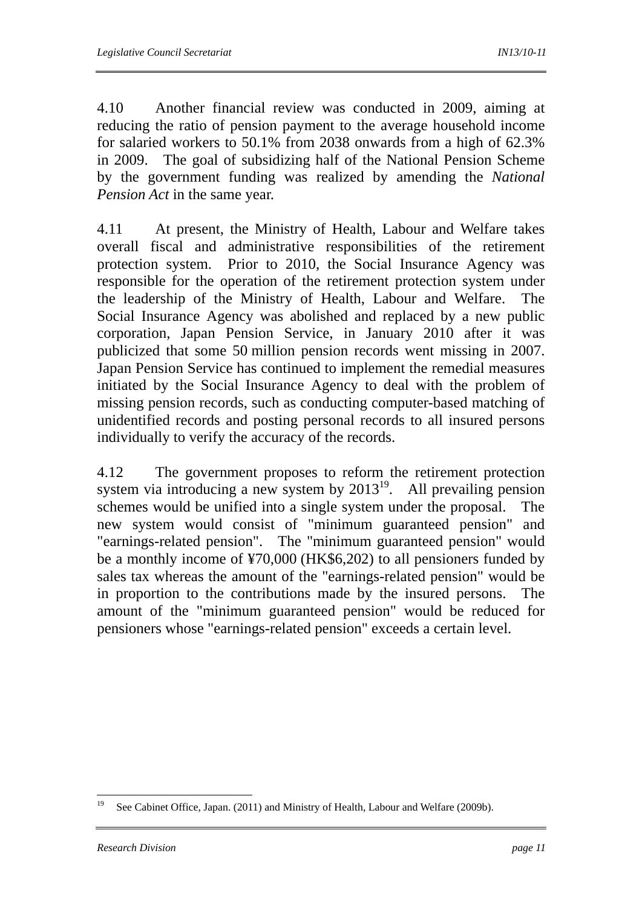4.10 Another financial review was conducted in 2009, aiming at reducing the ratio of pension payment to the average household income for salaried workers to 50.1% from 2038 onwards from a high of 62.3% in 2009. The goal of subsidizing half of the National Pension Scheme by the government funding was realized by amending the *National Pension Act* in the same year.

4.11 At present, the Ministry of Health, Labour and Welfare takes overall fiscal and administrative responsibilities of the retirement protection system. Prior to 2010, the Social Insurance Agency was responsible for the operation of the retirement protection system under the leadership of the Ministry of Health, Labour and Welfare. The Social Insurance Agency was abolished and replaced by a new public corporation, Japan Pension Service, in January 2010 after it was publicized that some 50 million pension records went missing in 2007. Japan Pension Service has continued to implement the remedial measures initiated by the Social Insurance Agency to deal with the problem of missing pension records, such as conducting computer-based matching of unidentified records and posting personal records to all insured persons individually to verify the accuracy of the records.

4.12 The government proposes to reform the retirement protection system via introducing a new system by 2013[19]. All prevailing pension schemes would be unified into a single system under the proposal. The new system would consist of "minimum guaranteed pension" and "earnings-related pension". The "minimum guaranteed pension" would be a monthly income of ¥70,000 (HK$6,202) to all pensioners funded by sales tax whereas the amount of the "earnings-related pension" would be in proportion to the contributions made by the insured persons. The amount of the "minimum guaranteed pension" would be reduced for pensioners whose "earnings-related pension" exceeds a certain level.

---

[19] See Cabinet Office, Japan. (2011) and Ministry of Health, Labour and Welfare (2009b).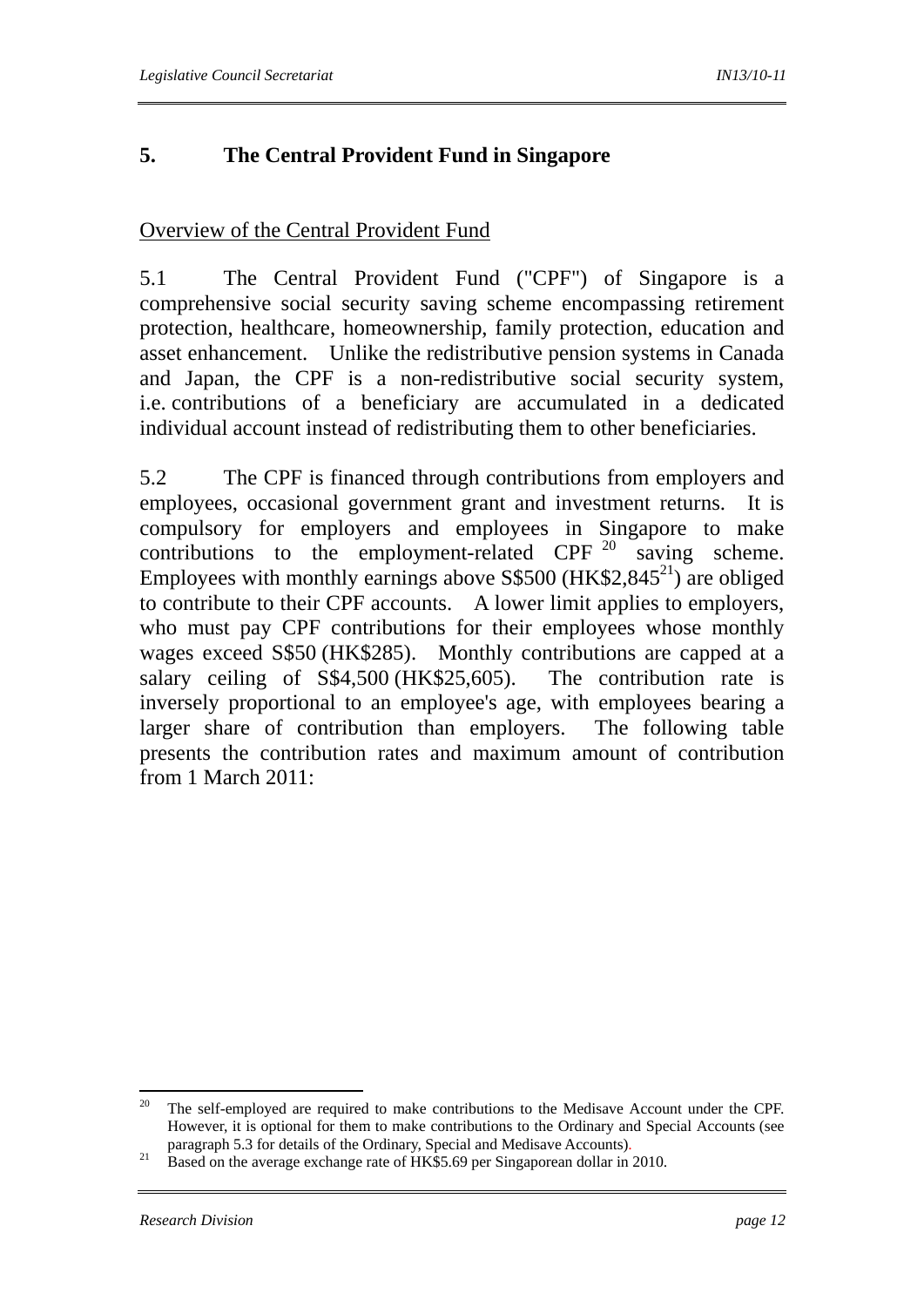## 5. The Central Provident Fund in Singapore

Overview of the Central Provident Fund

5.1 The Central Provident Fund ("CPF") of Singapore is a comprehensive social security saving scheme encompassing retirement protection, healthcare, homeownership, family protection, education and asset enhancement. Unlike the redistributive pension systems in Canada and Japan, the CPF is a non-redistributive social security system, i.e. contributions of a beneficiary are accumulated in a dedicated individual account instead of redistributing them to other beneficiaries.

5.2 The CPF is financed through contributions from employers and employees, occasional government grant and investment returns. It is compulsory for employers and employees in Singapore to make contributions to the employment-related CPF[20] saving scheme. Employees with monthly earnings above S$500 (HK$2,845[21]) are obliged to contribute to their CPF accounts. A lower limit applies to employers, who must pay CPF contributions for their employees whose monthly wages exceed S$50 (HK$285). Monthly contributions are capped at a salary ceiling of S$4,500 (HK$25,605). The contribution rate is inversely proportional to an employee's age, with employees bearing a larger share of contribution than employers. The following table presents the contribution rates and maximum amount of contribution from 1 March 2011:

---

[20] The self-employed are required to make contributions to the Medisave Account under the CPF. However, it is optional for them to make contributions to the Ordinary and Special Accounts (see paragraph 5.3 for details of the Ordinary, Special and Medisave Accounts).

[21] Based on the average exchange rate of HK$5.69 per Singaporean dollar in 2010.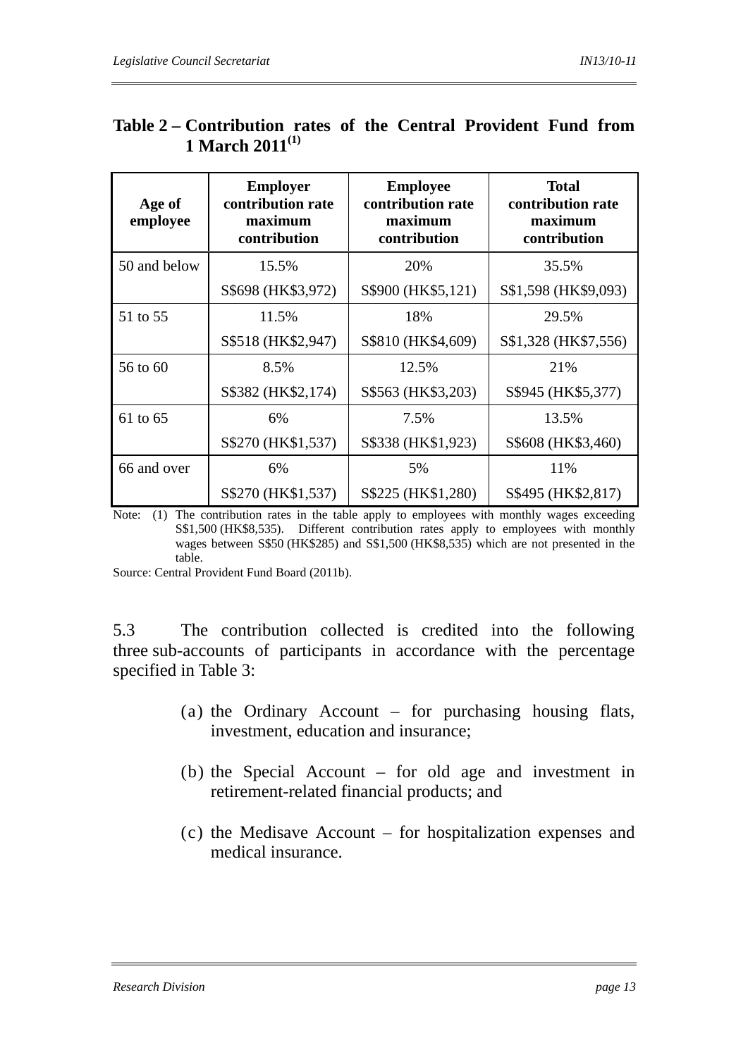**Table 2 – Contribution rates of the Central Provident Fund from 1 March 2011[(1)]**

| Age of employee | Employer contribution rate maximum contribution | Employee contribution rate maximum contribution | Total contribution rate maximum contribution |
|---|---|---|---|
| 50 and below | 15.5% | 20% | 35.5% |
| | S$698 (HK$3,972) | S$900 (HK$5,121) | S$1,598 (HK$9,093) |
| 51 to 55 | 11.5% | 18% | 29.5% |
| | S$518 (HK$2,947) | S$810 (HK$4,609) | S$1,328 (HK$7,556) |
| 56 to 60 | 8.5% | 12.5% | 21% |
| | S$382 (HK$2,174) | S$563 (HK$3,203) | S$945 (HK$5,377) |
| 61 to 65 | 6% | 7.5% | 13.5% |
| | S$270 (HK$1,537) | S$338 (HK$1,923) | S$608 (HK$3,460) |
| 66 and over | 6% | 5% | 11% |
| | S$270 (HK$1,537) | S$225 (HK$1,280) | S$495 (HK$2,817) |

Note: (1) The contribution rates in the table apply to employees with monthly wages exceeding S$1,500 (HK$8,535). Different contribution rates apply to employees with monthly wages between S$50 (HK$285) and S$1,500 (HK$8,535) which are not presented in the table.

Source: Central Provident Fund Board (2011b).

5.3 The contribution collected is credited into the following three sub-accounts of participants in accordance with the percentage specified in Table 3:

(a) the Ordinary Account – for purchasing housing flats, investment, education and insurance;

(b) the Special Account – for old age and investment in retirement-related financial products; and

(c) the Medisave Account – for hospitalization expenses and medical insurance.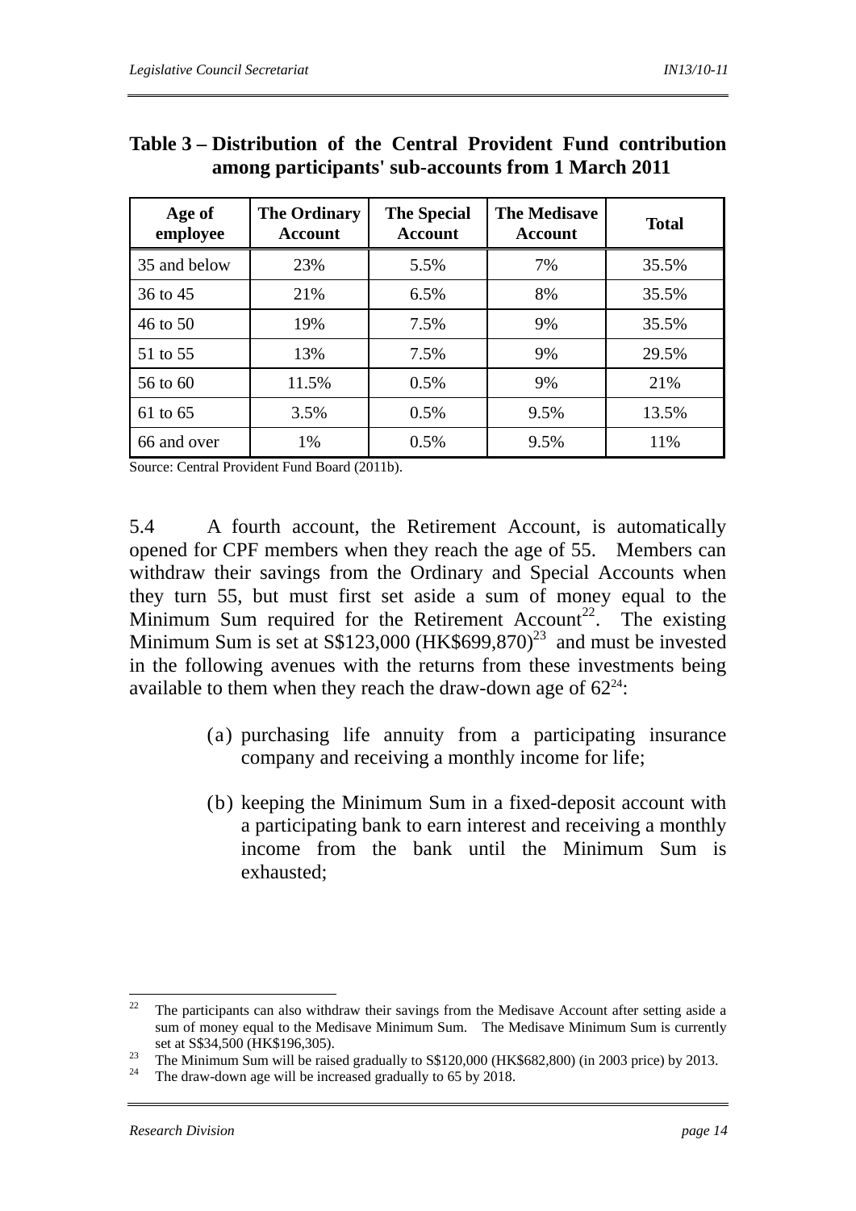**Table 3 – Distribution of the Central Provident Fund contribution among participants' sub-accounts from 1 March 2011**

| Age of employee | The Ordinary Account | The Special Account | The Medisave Account | Total |
|---|---|---|---|---|
| 35 and below | 23% | 5.5% | 7% | 35.5% |
| 36 to 45 | 21% | 6.5% | 8% | 35.5% |
| 46 to 50 | 19% | 7.5% | 9% | 35.5% |
| 51 to 55 | 13% | 7.5% | 9% | 29.5% |
| 56 to 60 | 11.5% | 0.5% | 9% | 21% |
| 61 to 65 | 3.5% | 0.5% | 9.5% | 13.5% |
| 66 and over | 1% | 0.5% | 9.5% | 11% |

Source: Central Provident Fund Board (2011b).

5.4 A fourth account, the Retirement Account, is automatically opened for CPF members when they reach the age of 55. Members can withdraw their savings from the Ordinary and Special Accounts when they turn 55, but must first set aside a sum of money equal to the Minimum Sum required for the Retirement Account[22]. The existing Minimum Sum is set at S$123,000 (HK$699,870)[23] and must be invested in the following avenues with the returns from these investments being available to them when they reach the draw-down age of 62[24]:

(a) purchasing life annuity from a participating insurance company and receiving a monthly income for life;

(b) keeping the Minimum Sum in a fixed-deposit account with a participating bank to earn interest and receiving a monthly income from the bank until the Minimum Sum is exhausted;

---

[22] The participants can also withdraw their savings from the Medisave Account after setting aside a sum of money equal to the Medisave Minimum Sum. The Medisave Minimum Sum is currently set at S$34,500 (HK$196,305).

[23] The Minimum Sum will be raised gradually to S$120,000 (HK$682,800) (in 2003 price) by 2013.

[24] The draw-down age will be increased gradually to 65 by 2018.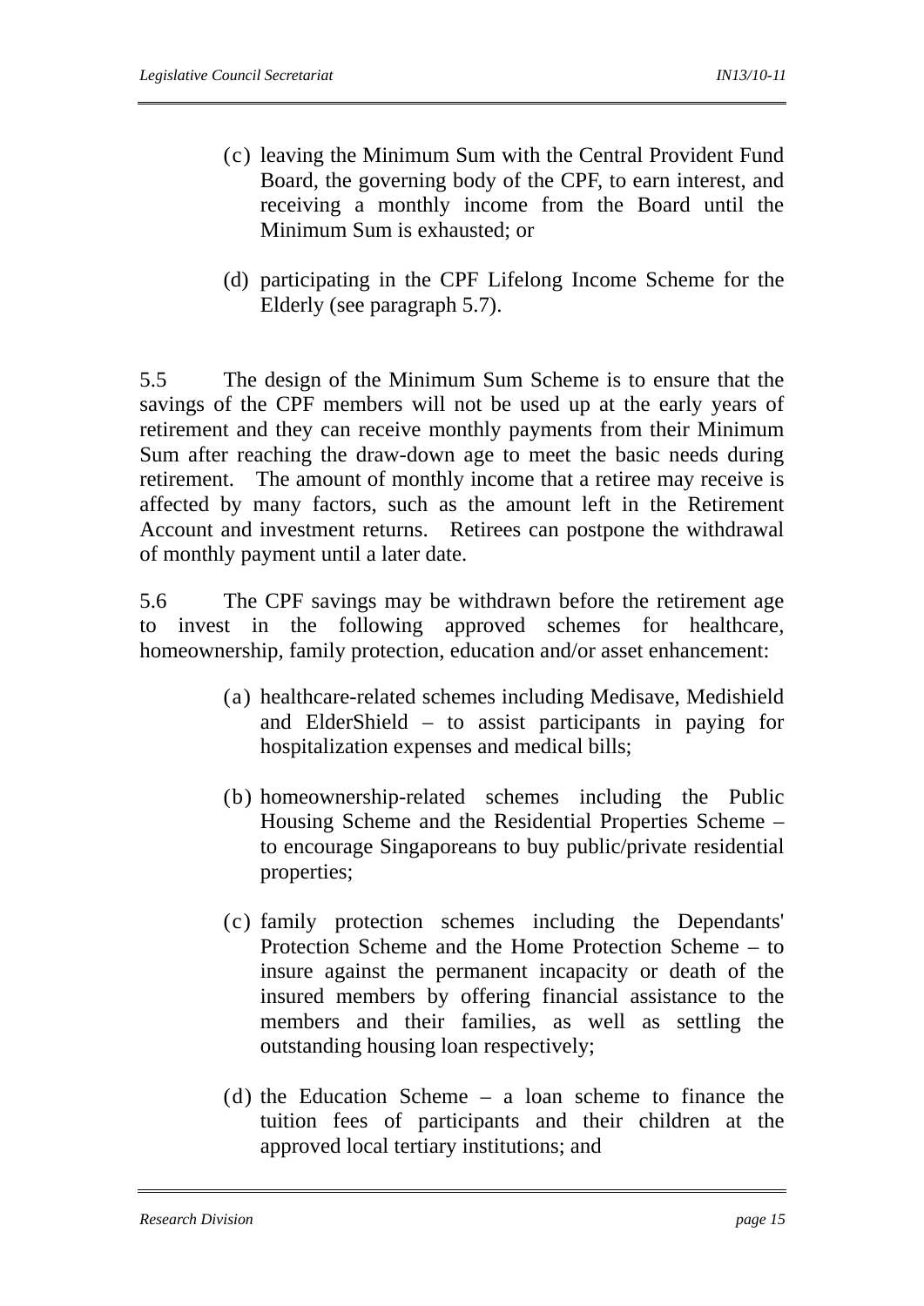(c) leaving the Minimum Sum with the Central Provident Fund Board, the governing body of the CPF, to earn interest, and receiving a monthly income from the Board until the Minimum Sum is exhausted; or

(d) participating in the CPF Lifelong Income Scheme for the Elderly (see paragraph 5.7).

5.5 The design of the Minimum Sum Scheme is to ensure that the savings of the CPF members will not be used up at the early years of retirement and they can receive monthly payments from their Minimum Sum after reaching the draw-down age to meet the basic needs during retirement. The amount of monthly income that a retiree may receive is affected by many factors, such as the amount left in the Retirement Account and investment returns. Retirees can postpone the withdrawal of monthly payment until a later date.

5.6 The CPF savings may be withdrawn before the retirement age to invest in the following approved schemes for healthcare, homeownership, family protection, education and/or asset enhancement:

(a) healthcare-related schemes including Medisave, Medishield and ElderShield – to assist participants in paying for hospitalization expenses and medical bills;

(b) homeownership-related schemes including the Public Housing Scheme and the Residential Properties Scheme – to encourage Singaporeans to buy public/private residential properties;

(c) family protection schemes including the Dependants' Protection Scheme and the Home Protection Scheme – to insure against the permanent incapacity or death of the insured members by offering financial assistance to the members and their families, as well as settling the outstanding housing loan respectively;

(d) the Education Scheme – a loan scheme to finance the tuition fees of participants and their children at the approved local tertiary institutions; and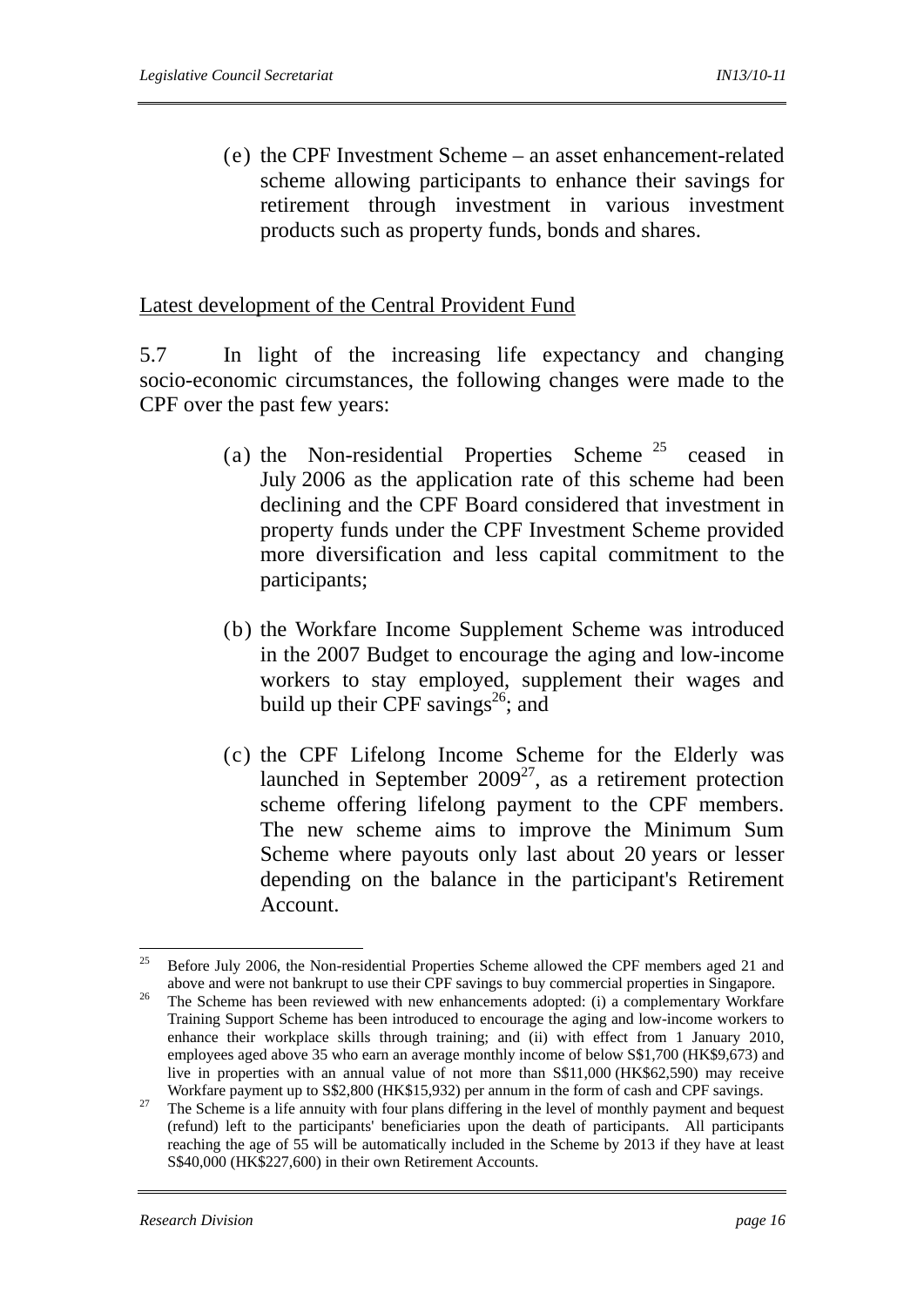(e) the CPF Investment Scheme – an asset enhancement-related scheme allowing participants to enhance their savings for retirement through investment in various investment products such as property funds, bonds and shares.

Latest development of the Central Provident Fund

5.7 In light of the increasing life expectancy and changing socio-economic circumstances, the following changes were made to the CPF over the past few years:

(a) the Non-residential Properties Scheme [25] ceased in July 2006 as the application rate of this scheme had been declining and the CPF Board considered that investment in property funds under the CPF Investment Scheme provided more diversification and less capital commitment to the participants;

(b) the Workfare Income Supplement Scheme was introduced in the 2007 Budget to encourage the aging and low-income workers to stay employed, supplement their wages and build up their CPF savings[26]; and

(c) the CPF Lifelong Income Scheme for the Elderly was launched in September 2009[27], as a retirement protection scheme offering lifelong payment to the CPF members. The new scheme aims to improve the Minimum Sum Scheme where payouts only last about 20 years or lesser depending on the balance in the participant's Retirement Account.

---

[25] Before July 2006, the Non-residential Properties Scheme allowed the CPF members aged 21 and above and were not bankrupt to use their CPF savings to buy commercial properties in Singapore.

[26] The Scheme has been reviewed with new enhancements adopted: (i) a complementary Workfare Training Support Scheme has been introduced to encourage the aging and low-income workers to enhance their workplace skills through training; and (ii) with effect from 1 January 2010, employees aged above 35 who earn an average monthly income of below S$1,700 (HK$9,673) and live in properties with an annual value of not more than S$11,000 (HK$62,590) may receive Workfare payment up to S$2,800 (HK$15,932) per annum in the form of cash and CPF savings.

[27] The Scheme is a life annuity with four plans differing in the level of monthly payment and bequest (refund) left to the participants' beneficiaries upon the death of participants. All participants reaching the age of 55 will be automatically included in the Scheme by 2013 if they have at least S$40,000 (HK$227,600) in their own Retirement Accounts.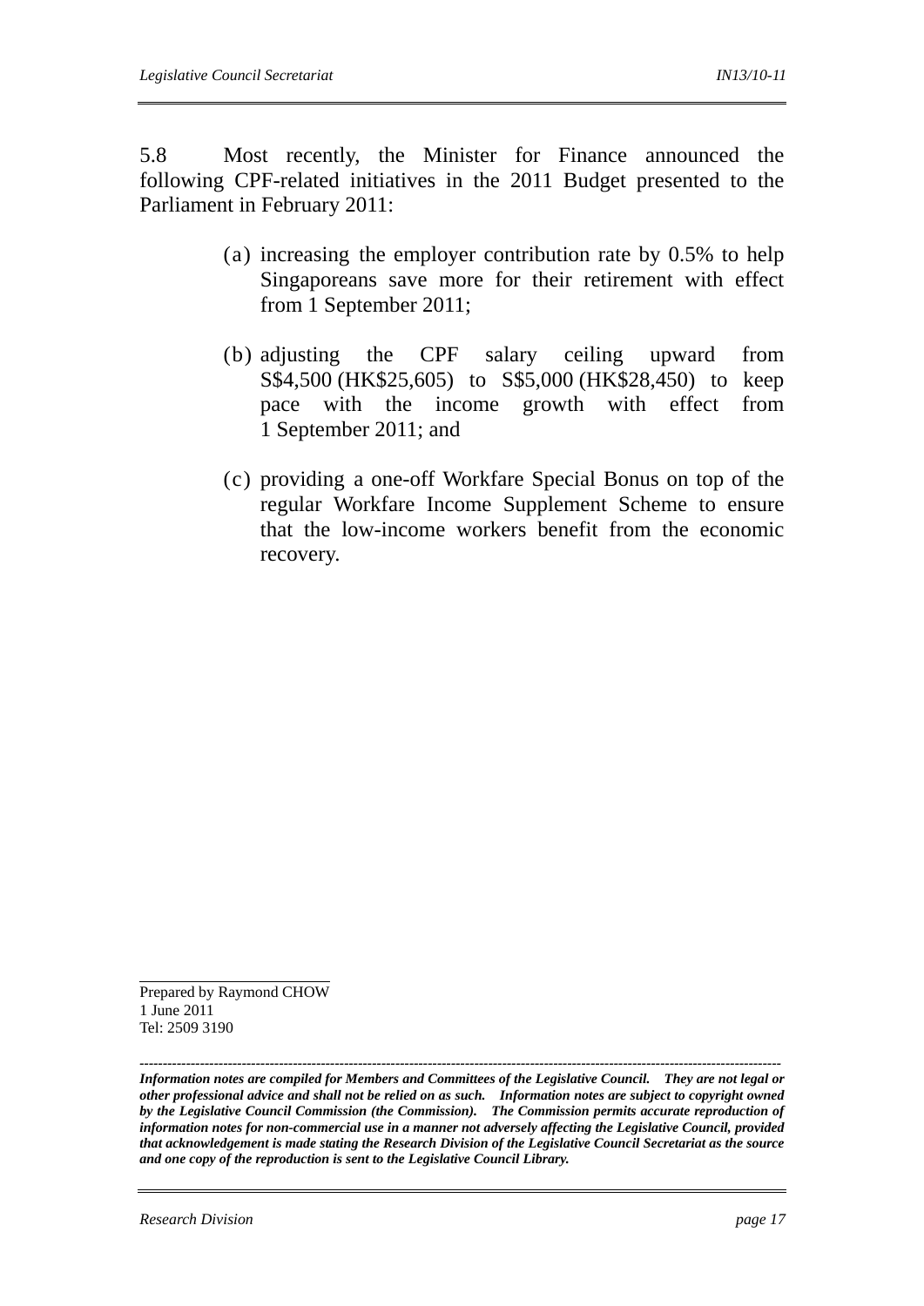5.8 Most recently, the Minister for Finance announced the following CPF-related initiatives in the 2011 Budget presented to the Parliament in February 2011:

(a) increasing the employer contribution rate by 0.5% to help Singaporeans save more for their retirement with effect from 1 September 2011;

(b) adjusting the CPF salary ceiling upward from S$4,500 (HK$25,605) to S$5,000 (HK$28,450) to keep pace with the income growth with effect from 1 September 2011; and

(c) providing a one-off Workfare Special Bonus on top of the regular Workfare Income Supplement Scheme to ensure that the low-income workers benefit from the economic recovery.

Prepared by Raymond CHOW
1 June 2011
Tel: 2509 3190

---

***Information notes are compiled for Members and Committees of the Legislative Council. They are not legal or other professional advice and shall not be relied on as such. Information notes are subject to copyright owned by the Legislative Council Commission (the Commission). The Commission permits accurate reproduction of information notes for non-commercial use in a manner not adversely affecting the Legislative Council, provided that acknowledgement is made stating the Research Division of the Legislative Council Secretariat as the source and one copy of the reproduction is sent to the Legislative Council Library.***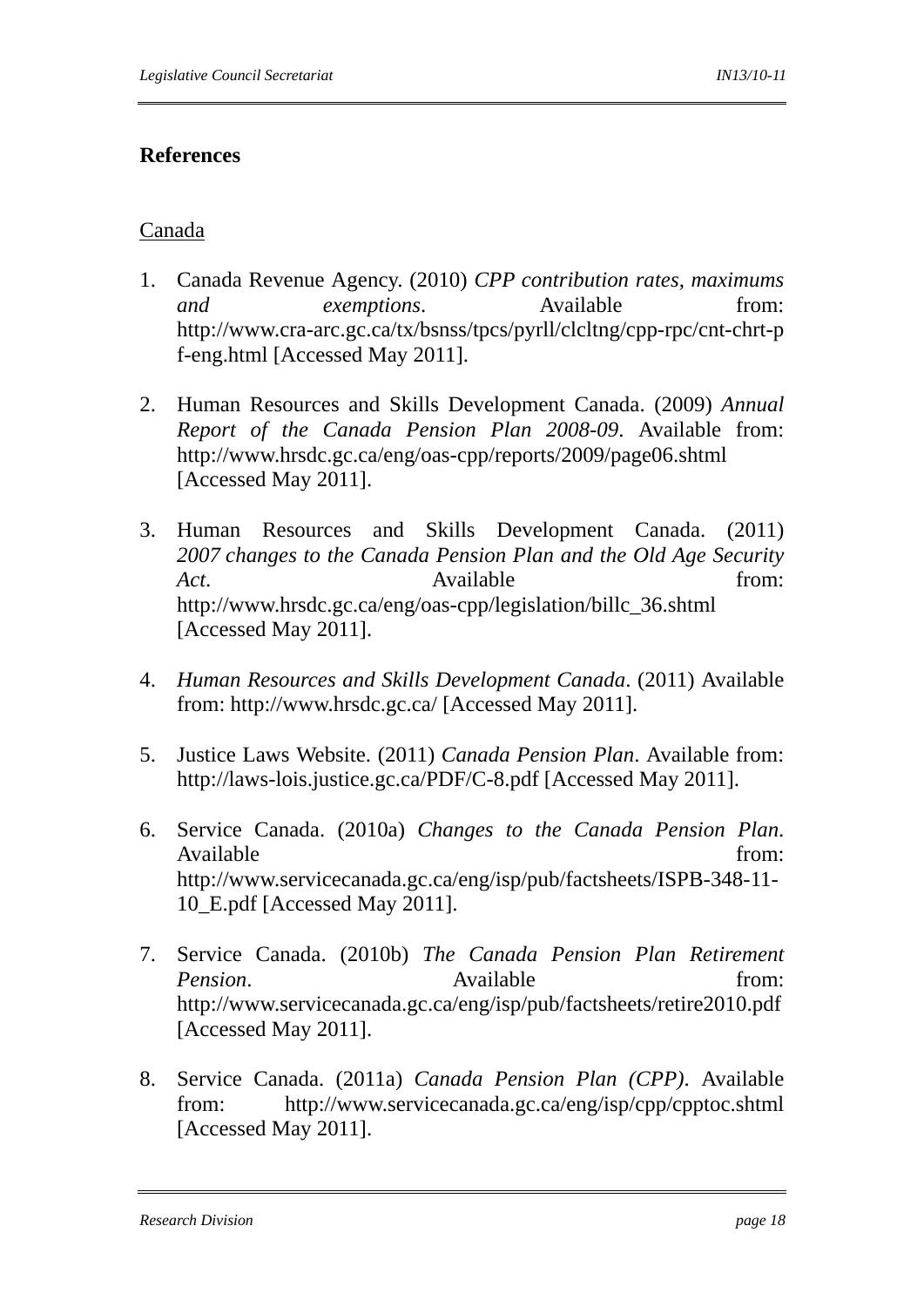## References

Canada

1. Canada Revenue Agency. (2010) *CPP contribution rates, maximums and exemptions*. Available from: http://www.cra-arc.gc.ca/tx/bsnss/tpcs/pyrll/clcltng/cpp-rpc/cnt-chrt-pf-eng.html [Accessed May 2011].

2. Human Resources and Skills Development Canada. (2009) *Annual Report of the Canada Pension Plan 2008-09*. Available from: http://www.hrsdc.gc.ca/eng/oas-cpp/reports/2009/page06.shtml [Accessed May 2011].

3. Human Resources and Skills Development Canada. (2011) *2007 changes to the Canada Pension Plan and the Old Age Security Act*. Available from: http://www.hrsdc.gc.ca/eng/oas-cpp/legislation/billc_36.shtml [Accessed May 2011].

4. *Human Resources and Skills Development Canada*. (2011) Available from: http://www.hrsdc.gc.ca/ [Accessed May 2011].

5. Justice Laws Website. (2011) *Canada Pension Plan*. Available from: http://laws-lois.justice.gc.ca/PDF/C-8.pdf [Accessed May 2011].

6. Service Canada. (2010a) *Changes to the Canada Pension Plan*. Available from: http://www.servicecanada.gc.ca/eng/isp/pub/factsheets/ISPB-348-11-10_E.pdf [Accessed May 2011].

7. Service Canada. (2010b) *The Canada Pension Plan Retirement Pension*. Available from: http://www.servicecanada.gc.ca/eng/isp/pub/factsheets/retire2010.pdf [Accessed May 2011].

8. Service Canada. (2011a) *Canada Pension Plan (CPP)*. Available from: http://www.servicecanada.gc.ca/eng/isp/cpp/cpptoc.shtml [Accessed May 2011].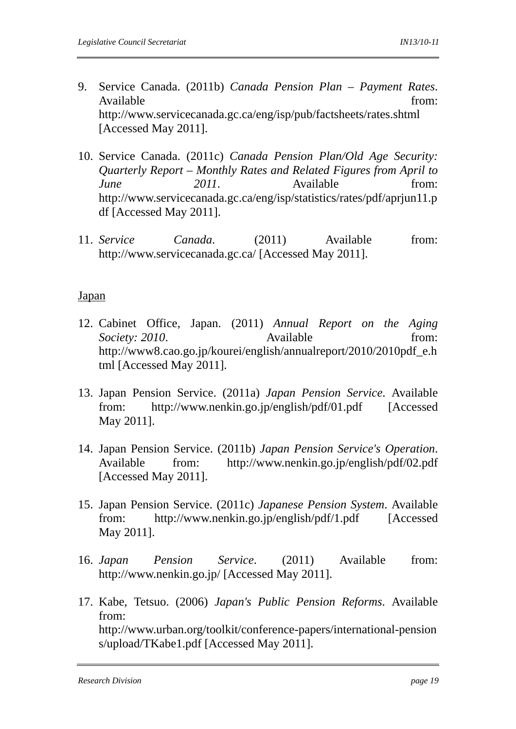9. Service Canada. (2011b) *Canada Pension Plan – Payment Rates*. Available from: http://www.servicecanada.gc.ca/eng/isp/pub/factsheets/rates.shtml [Accessed May 2011].

10. Service Canada. (2011c) *Canada Pension Plan/Old Age Security: Quarterly Report – Monthly Rates and Related Figures from April to June 2011*. Available from: http://www.servicecanada.gc.ca/eng/isp/statistics/rates/pdf/aprjun11.pdf [Accessed May 2011].

11. *Service Canada*. (2011) Available from: http://www.servicecanada.gc.ca/ [Accessed May 2011].

<u>Japan</u>

12. Cabinet Office, Japan. (2011) *Annual Report on the Aging Society: 2010*. Available from: http://www8.cao.go.jp/kourei/english/annualreport/2010/2010pdf_e.html [Accessed May 2011].

13. Japan Pension Service. (2011a) *Japan Pension Service*. Available from: http://www.nenkin.go.jp/english/pdf/01.pdf [Accessed May 2011].

14. Japan Pension Service. (2011b) *Japan Pension Service's Operation*. Available from: http://www.nenkin.go.jp/english/pdf/02.pdf [Accessed May 2011].

15. Japan Pension Service. (2011c) *Japanese Pension System*. Available from: http://www.nenkin.go.jp/english/pdf/1.pdf [Accessed May 2011].

16. *Japan Pension Service*. (2011) Available from: http://www.nenkin.go.jp/ [Accessed May 2011].

17. Kabe, Tetsuo. (2006) *Japan's Public Pension Reforms*. Available from: http://www.urban.org/toolkit/conference-papers/international-pensions/upload/TKabe1.pdf [Accessed May 2011].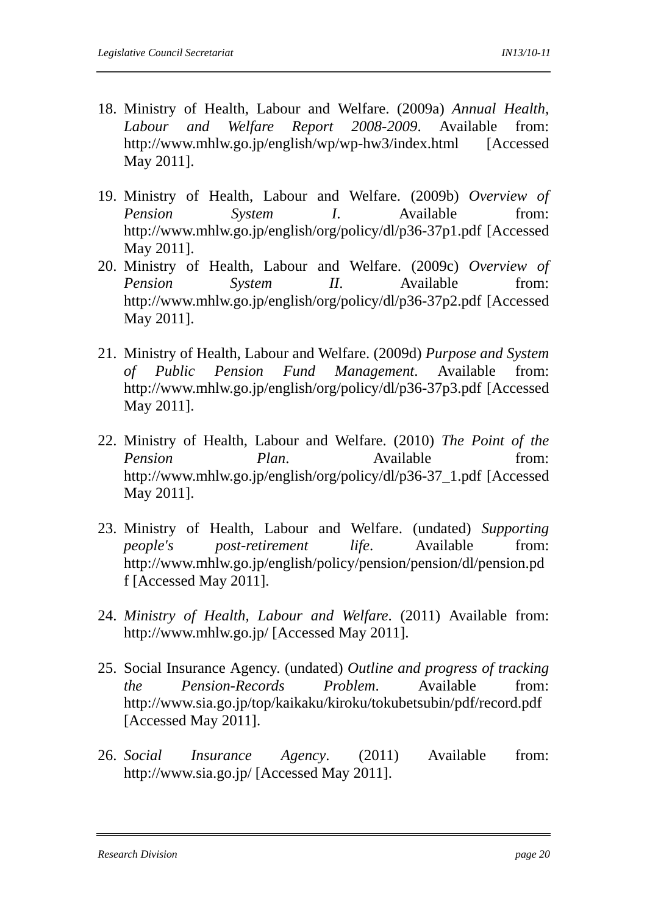18. Ministry of Health, Labour and Welfare. (2009a) *Annual Health, Labour and Welfare Report 2008-2009*. Available from: http://www.mhlw.go.jp/english/wp/wp-hw3/index.html [Accessed May 2011].

19. Ministry of Health, Labour and Welfare. (2009b) *Overview of Pension System I*. Available from: http://www.mhlw.go.jp/english/org/policy/dl/p36-37p1.pdf [Accessed May 2011].

20. Ministry of Health, Labour and Welfare. (2009c) *Overview of Pension System II*. Available from: http://www.mhlw.go.jp/english/org/policy/dl/p36-37p2.pdf [Accessed May 2011].

21. Ministry of Health, Labour and Welfare. (2009d) *Purpose and System of Public Pension Fund Management*. Available from: http://www.mhlw.go.jp/english/org/policy/dl/p36-37p3.pdf [Accessed May 2011].

22. Ministry of Health, Labour and Welfare. (2010) *The Point of the Pension Plan*. Available from: http://www.mhlw.go.jp/english/org/policy/dl/p36-37_1.pdf [Accessed May 2011].

23. Ministry of Health, Labour and Welfare. (undated) *Supporting people's post-retirement life*. Available from: http://www.mhlw.go.jp/english/policy/pension/pension/dl/pension.pdf [Accessed May 2011].

24. *Ministry of Health, Labour and Welfare*. (2011) Available from: http://www.mhlw.go.jp/ [Accessed May 2011].

25. Social Insurance Agency. (undated) *Outline and progress of tracking the Pension-Records Problem*. Available from: http://www.sia.go.jp/top/kaikaku/kiroku/tokubetsubin/pdf/record.pdf [Accessed May 2011].

26. *Social Insurance Agency*. (2011) Available from: http://www.sia.go.jp/ [Accessed May 2011].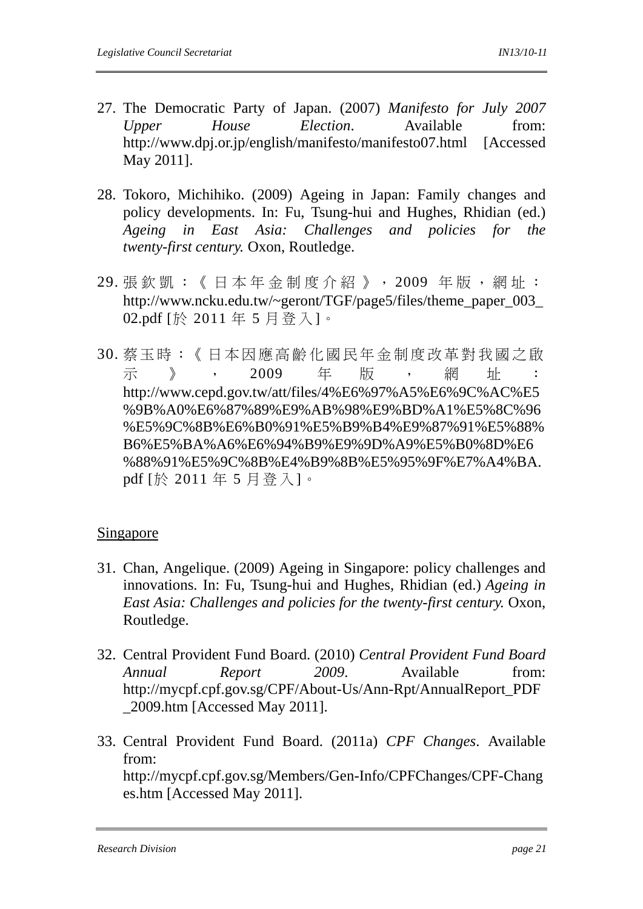27. The Democratic Party of Japan. (2007) *Manifesto for July 2007 Upper House Election*. Available from: http://www.dpj.or.jp/english/manifesto/manifesto07.html [Accessed May 2011].

28. Tokoro, Michihiko. (2009) Ageing in Japan: Family changes and policy developments. In: Fu, Tsung-hui and Hughes, Rhidian (ed.) *Ageing in East Asia: Challenges and policies for the twenty-first century.* Oxon, Routledge.

29. 張欽凱：《日本年金制度介紹》，2009 年版，網址：http://www.ncku.edu.tw/~geront/TGF/page5/files/theme_paper_003_02.pdf [於 2011 年 5 月登入]。

30. 蔡玉時：《日本因應高齡化國民年金制度改革對我國之啟示》，2009 年版，網址：http://www.cepd.gov.tw/att/files/4%E6%97%A5%E6%9C%AC%E5%9B%A0%E6%87%89%E9%AB%98%E9%BD%A1%E5%8C%96%E5%9C%8B%E6%B0%91%E5%B9%B4%E9%87%91%E5%88%B6%E5%BA%A6%E6%94%B9%E9%9D%A9%E5%B0%8D%E6%88%91%E5%9C%8B%E4%B9%8B%E5%95%9F%E7%A4%BA.pdf [於 2011 年 5 月登入]。

## Singapore

31. Chan, Angelique. (2009) Ageing in Singapore: policy challenges and innovations. In: Fu, Tsung-hui and Hughes, Rhidian (ed.) *Ageing in East Asia: Challenges and policies for the twenty-first century.* Oxon, Routledge.

32. Central Provident Fund Board. (2010) *Central Provident Fund Board Annual Report 2009*. Available from: http://mycpf.cpf.gov.sg/CPF/About-Us/Ann-Rpt/AnnualReport_PDF_2009.htm [Accessed May 2011].

33. Central Provident Fund Board. (2011a) *CPF Changes*. Available from: http://mycpf.cpf.gov.sg/Members/Gen-Info/CPFChanges/CPF-Changes.htm [Accessed May 2011].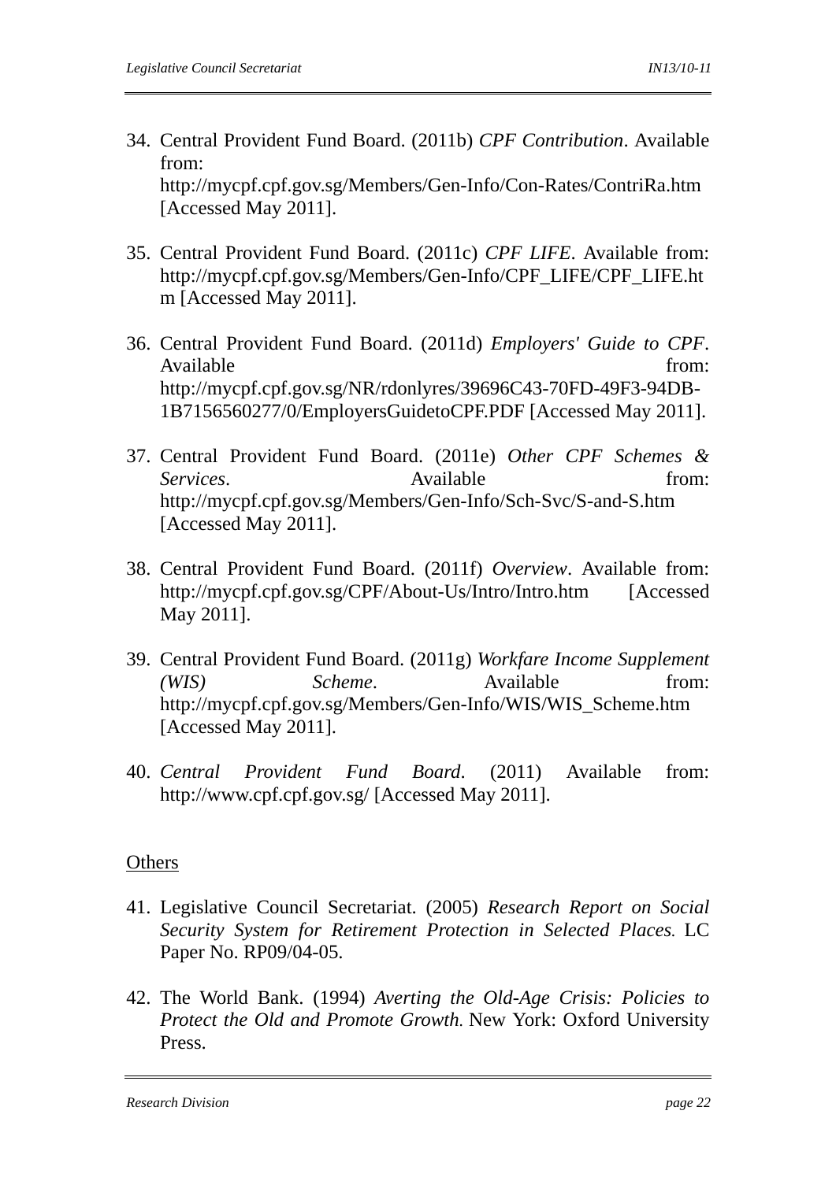34. Central Provident Fund Board. (2011b) *CPF Contribution*. Available from: http://mycpf.cpf.gov.sg/Members/Gen-Info/Con-Rates/ContriRa.htm [Accessed May 2011].

35. Central Provident Fund Board. (2011c) *CPF LIFE*. Available from: http://mycpf.cpf.gov.sg/Members/Gen-Info/CPF_LIFE/CPF_LIFE.htm [Accessed May 2011].

36. Central Provident Fund Board. (2011d) *Employers' Guide to CPF*. Available from: http://mycpf.cpf.gov.sg/NR/rdonlyres/39696C43-70FD-49F3-94DB-1B7156560277/0/EmployersGuidetoCPF.PDF [Accessed May 2011].

37. Central Provident Fund Board. (2011e) *Other CPF Schemes & Services*. Available from: http://mycpf.cpf.gov.sg/Members/Gen-Info/Sch-Svc/S-and-S.htm [Accessed May 2011].

38. Central Provident Fund Board. (2011f) *Overview*. Available from: http://mycpf.cpf.gov.sg/CPF/About-Us/Intro/Intro.htm [Accessed May 2011].

39. Central Provident Fund Board. (2011g) *Workfare Income Supplement (WIS) Scheme*. Available from: http://mycpf.cpf.gov.sg/Members/Gen-Info/WIS/WIS_Scheme.htm [Accessed May 2011].

40. *Central Provident Fund Board*. (2011) Available from: http://www.cpf.cpf.gov.sg/ [Accessed May 2011].

<u>Others</u>

41. Legislative Council Secretariat. (2005) *Research Report on Social Security System for Retirement Protection in Selected Places.* LC Paper No. RP09/04-05.

42. The World Bank. (1994) *Averting the Old-Age Crisis: Policies to Protect the Old and Promote Growth.* New York: Oxford University Press.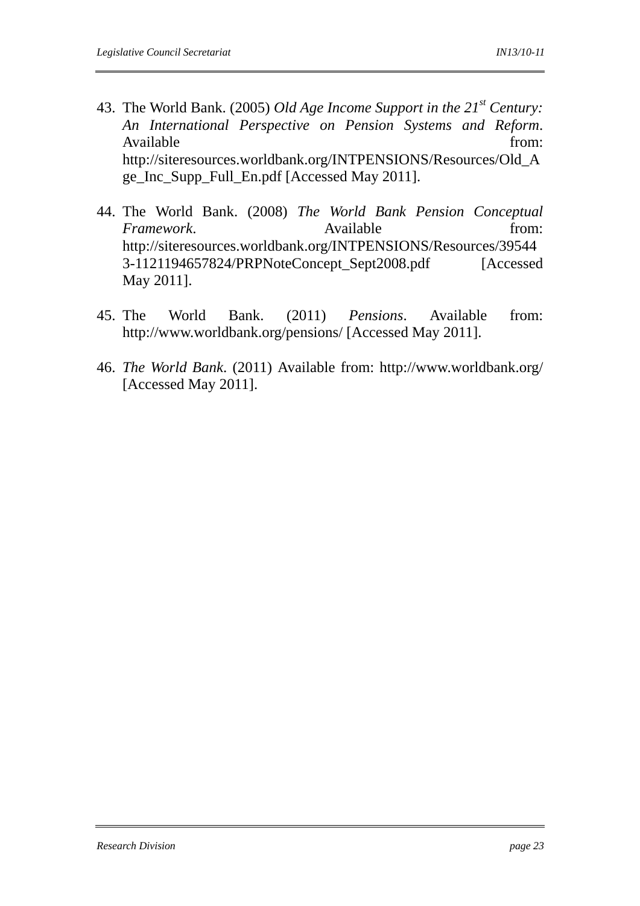43. The World Bank. (2005) *Old Age Income Support in the 21st Century: An International Perspective on Pension Systems and Reform*. Available from: http://siteresources.worldbank.org/INTPENSIONS/Resources/Old_Age_Inc_Supp_Full_En.pdf [Accessed May 2011].

44. The World Bank. (2008) *The World Bank Pension Conceptual Framework*. Available from: http://siteresources.worldbank.org/INTPENSIONS/Resources/395443-1121194657824/PRPNoteConcept_Sept2008.pdf [Accessed May 2011].

45. The World Bank. (2011) *Pensions*. Available from: http://www.worldbank.org/pensions/ [Accessed May 2011].

46. *The World Bank*. (2011) Available from: http://www.worldbank.org/ [Accessed May 2011].